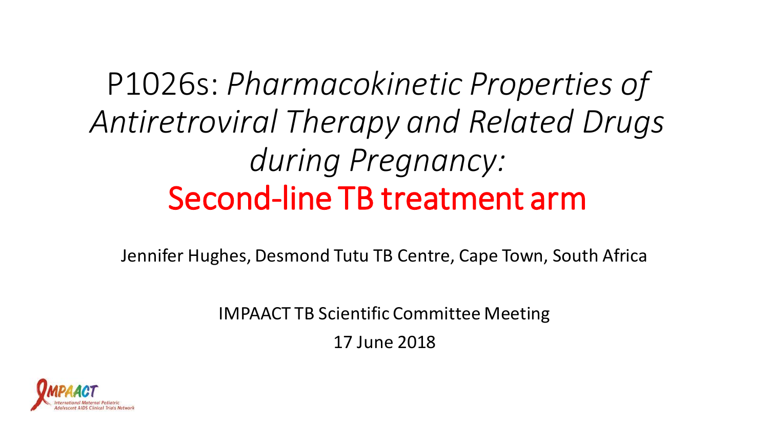# P1026s: *Pharmacokinetic Properties of Antiretroviral Therapy and Related Drugs during Pregnancy:* Second-line TB treatment arm

Jennifer Hughes, Desmond Tutu TB Centre, Cape Town, South Africa

IMPAACT TB Scientific Committee Meeting

17 June 2018

IMPAACT
International Maternal Pediatric Adolescent AIDS Clinical Trials Network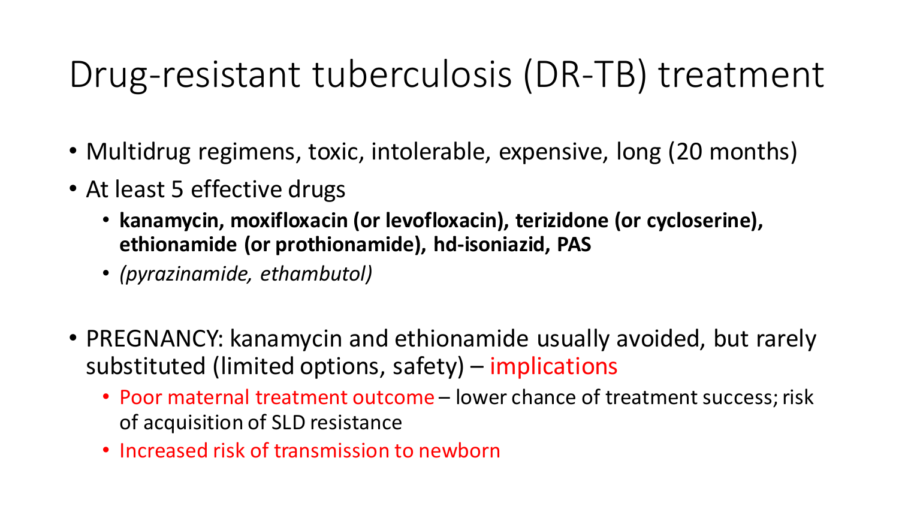# Drug-resistant tuberculosis (DR-TB) treatment

- Multidrug regimens, toxic, intolerable, expensive, long (20 months)
- At least 5 effective drugs
  - **kanamycin, moxifloxacin (or levofloxacin), terizidone (or cycloserine), ethionamide (or prothionamide), hd-isoniazid, PAS**
  - *(pyrazinamide, ethambutol)*

- PREGNANCY: kanamycin and ethionamide usually avoided, but rarely substituted (limited options, safety) – implications
  - Poor maternal treatment outcome – lower chance of treatment success; risk of acquisition of SLD resistance
  - Increased risk of transmission to newborn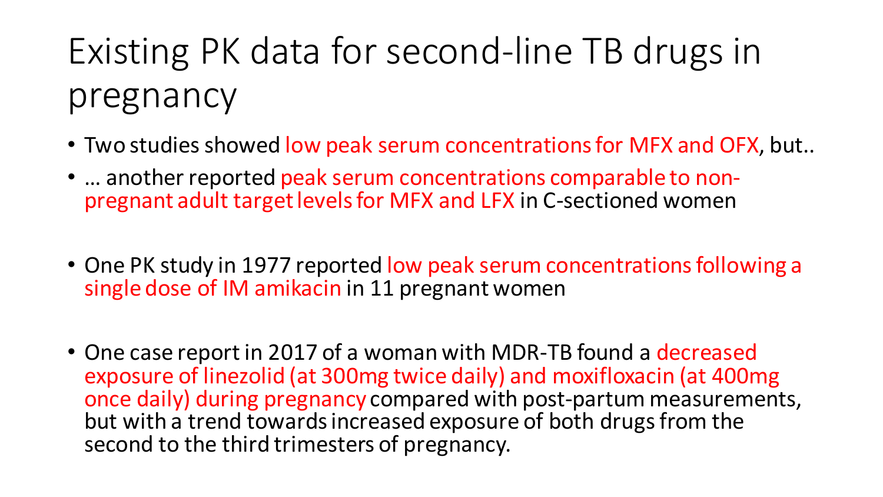# Existing PK data for second-line TB drugs in pregnancy

- Two studies showed low peak serum concentrations for MFX and OFX, but..
- … another reported peak serum concentrations comparable to non-pregnant adult target levels for MFX and LFX in C-sectioned women

- One PK study in 1977 reported low peak serum concentrations following a single dose of IM amikacin in 11 pregnant women

- One case report in 2017 of a woman with MDR-TB found a decreased exposure of linezolid (at 300mg twice daily) and moxifloxacin (at 400mg once daily) during pregnancy compared with post-partum measurements, but with a trend towards increased exposure of both drugs from the second to the third trimesters of pregnancy.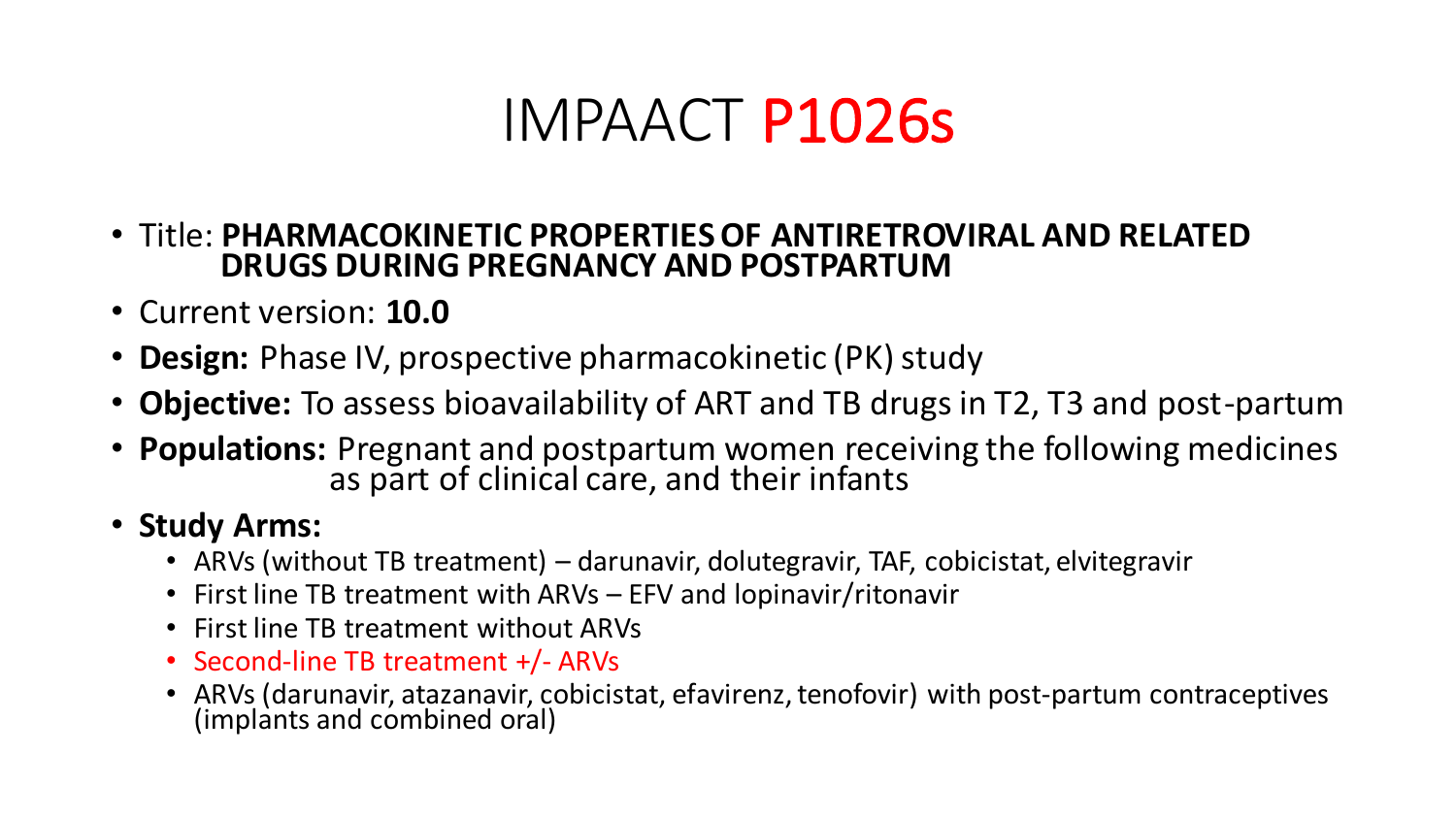# IMPAACT P1026s

- Title: **PHARMACOKINETIC PROPERTIES OF ANTIRETROVIRAL AND RELATED DRUGS DURING PREGNANCY AND POSTPARTUM**
- Current version: **10.0**
- **Design:** Phase IV, prospective pharmacokinetic (PK) study
- **Objective:** To assess bioavailability of ART and TB drugs in T2, T3 and post-partum
- **Populations:** Pregnant and postpartum women receiving the following medicines as part of clinical care, and their infants
- **Study Arms:**
  - ARVs (without TB treatment) – darunavir, dolutegravir, TAF, cobicistat, elvitegravir
  - First line TB treatment with ARVs – EFV and lopinavir/ritonavir
  - First line TB treatment without ARVs
  - Second-line TB treatment +/- ARVs
  - ARVs (darunavir, atazanavir, cobicistat, efavirenz, tenofovir) with post-partum contraceptives (implants and combined oral)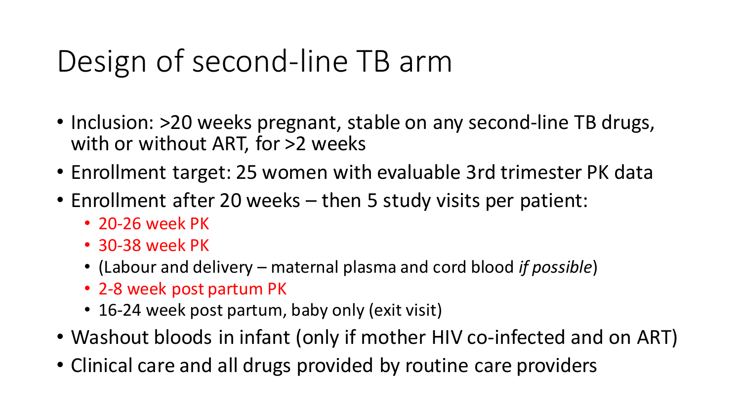# Design of second-line TB arm

- Inclusion: >20 weeks pregnant, stable on any second-line TB drugs, with or without ART, for >2 weeks
- Enrollment target: 25 women with evaluable 3rd trimester PK data
- Enrollment after 20 weeks – then 5 study visits per patient:
  - 20-26 week PK
  - 30-38 week PK
  - (Labour and delivery – maternal plasma and cord blood *if possible*)
  - 2-8 week post partum PK
  - 16-24 week post partum, baby only (exit visit)
- Washout bloods in infant (only if mother HIV co-infected and on ART)
- Clinical care and all drugs provided by routine care providers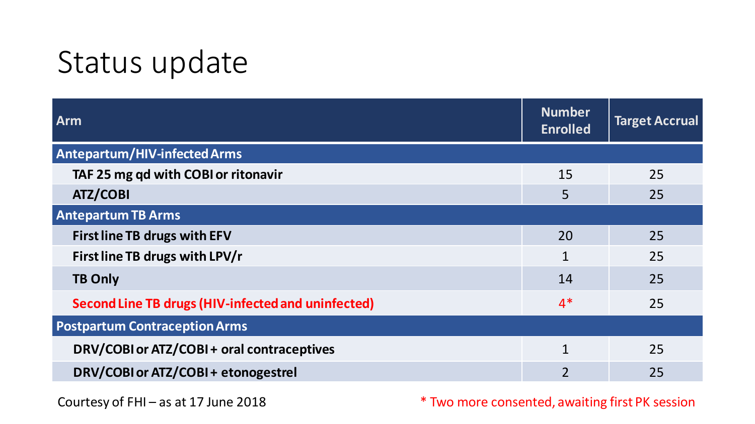# Status update

| Arm | Number Enrolled | Target Accrual |
|---|---|---|
| **Antepartum/HIV-infected Arms** | | |
| **TAF 25 mg qd with COBI or ritonavir** | 15 | 25 |
| **ATZ/COBI** | 5 | 25 |
| **Antepartum TB Arms** | | |
| **First line TB drugs with EFV** | 20 | 25 |
| **First line TB drugs with LPV/r** | 1 | 25 |
| **TB Only** | 14 | 25 |
| **Second Line TB drugs (HIV-infected and uninfected)** | 4* | 25 |
| **Postpartum Contraception Arms** | | |
| **DRV/COBI or ATZ/COBI + oral contraceptives** | 1 | 25 |
| **DRV/COBI or ATZ/COBI + etonogestrel** | 2 | 25 |

Courtesy of FHI – as at 17 June 2018

* Two more consented, awaiting first PK session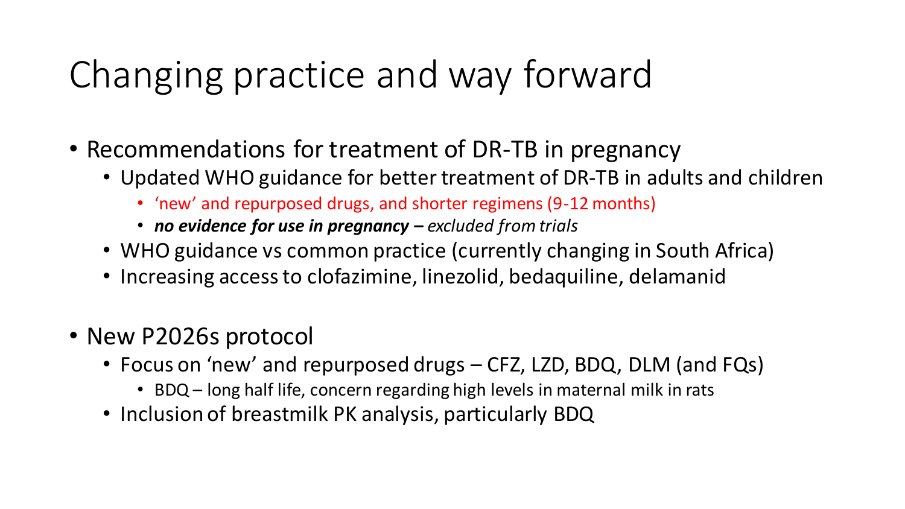# Changing practice and way forward

- Recommendations for treatment of DR-TB in pregnancy
  - Updated WHO guidance for better treatment of DR-TB in adults and children
    - 'new' and repurposed drugs, and shorter regimens (9-12 months)
    - ***no evidence for use in pregnancy –*** *excluded from trials*
  - WHO guidance vs common practice (currently changing in South Africa)
  - Increasing access to clofazimine, linezolid, bedaquiline, delamanid

- New P2026s protocol
  - Focus on 'new' and repurposed drugs – CFZ, LZD, BDQ, DLM (and FQs)
    - BDQ – long half life, concern regarding high levels in maternal milk in rats
  - Inclusion of breastmilk PK analysis, particularly BDQ